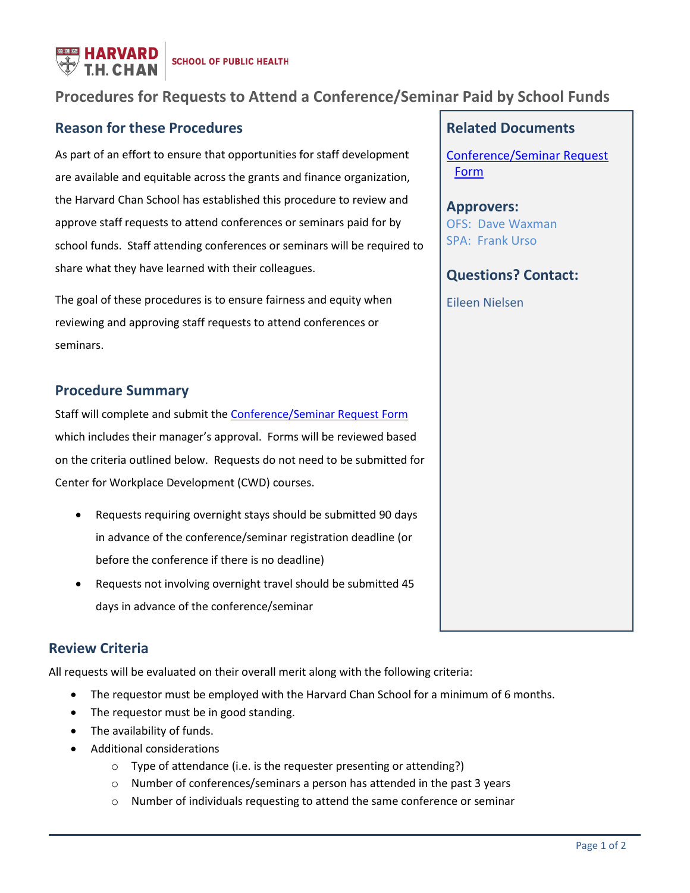# Procedures for Requests to Attend a Conference/Seminar Paid by School Funds

## Reason for these Procedures

As part of an effort to ensure that opportunities for staff development are available and equitable across the grants and finance organization, the Harvard Chan School has established this procedure to review and approve staff requests to attend conferences or seminars paid for by school funds. Staff attending conferences or seminars will be required to share what they have learned with their colleagues.

The goal of these procedures is to ensure fairness and equity when reviewing and approving staff requests to attend conferences or seminars.

## Procedure Summary

Staff will complete and submit the Conference/Seminar Request Form which includes their manager's approval. Forms will be reviewed based on the criteria outlined below. Requests do not need to be submitted for Center for Workplace Development (CWD) courses.

- Requests requiring overnight stays should be submitted 90 days in advance of the conference/seminar registration deadline (or before the conference if there is no deadline)
- Requests not involving overnight travel should be submitted 45 days in advance of the conference/seminar

## Related Documents

Conference/Seminar Request Form

## Approvers:

OFS: Dave Waxman
SPA: Frank Urso

## Questions? Contact:

Eileen Nielsen

## Review Criteria

All requests will be evaluated on their overall merit along with the following criteria:

- The requestor must be employed with the Harvard Chan School for a minimum of 6 months.
- The requestor must be in good standing.
- The availability of funds.
- Additional considerations
  - Type of attendance (i.e. is the requester presenting or attending?)
  - Number of conferences/seminars a person has attended in the past 3 years
  - Number of individuals requesting to attend the same conference or seminar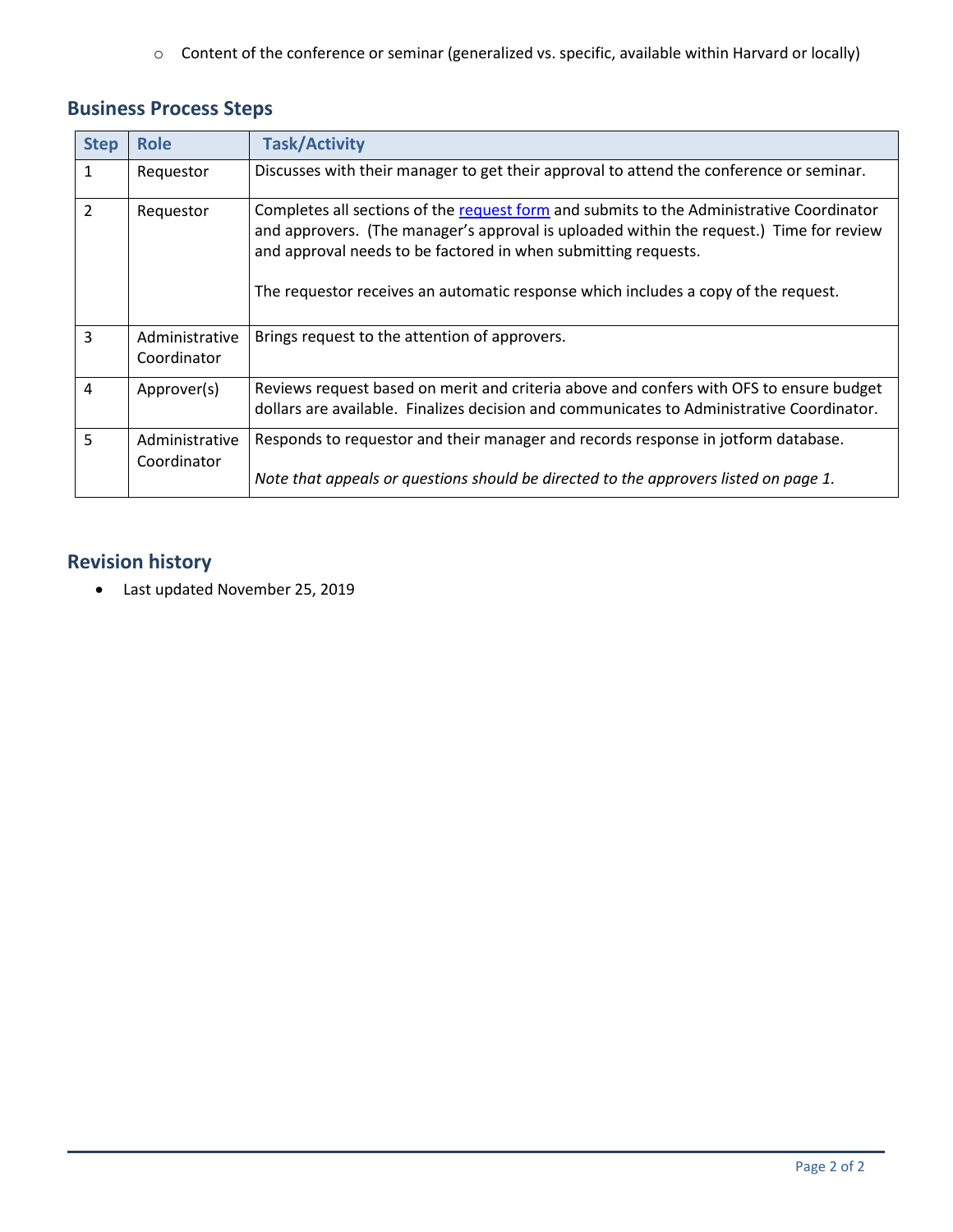- Content of the conference or seminar (generalized vs. specific, available within Harvard or locally)

## Business Process Steps

| Step | Role | Task/Activity |
|---|---|---|
| 1 | Requestor | Discusses with their manager to get their approval to attend the conference or seminar. |
| 2 | Requestor | Completes all sections of the request form and submits to the Administrative Coordinator and approvers. (The manager's approval is uploaded within the request.) Time for review and approval needs to be factored in when submitting requests.<br><br>The requestor receives an automatic response which includes a copy of the request. |
| 3 | Administrative Coordinator | Brings request to the attention of approvers. |
| 4 | Approver(s) | Reviews request based on merit and criteria above and confers with OFS to ensure budget dollars are available. Finalizes decision and communicates to Administrative Coordinator. |
| 5 | Administrative Coordinator | Responds to requestor and their manager and records response in jotform database.<br><br>*Note that appeals or questions should be directed to the approvers listed on page 1.* |

## Revision history

- Last updated November 25, 2019